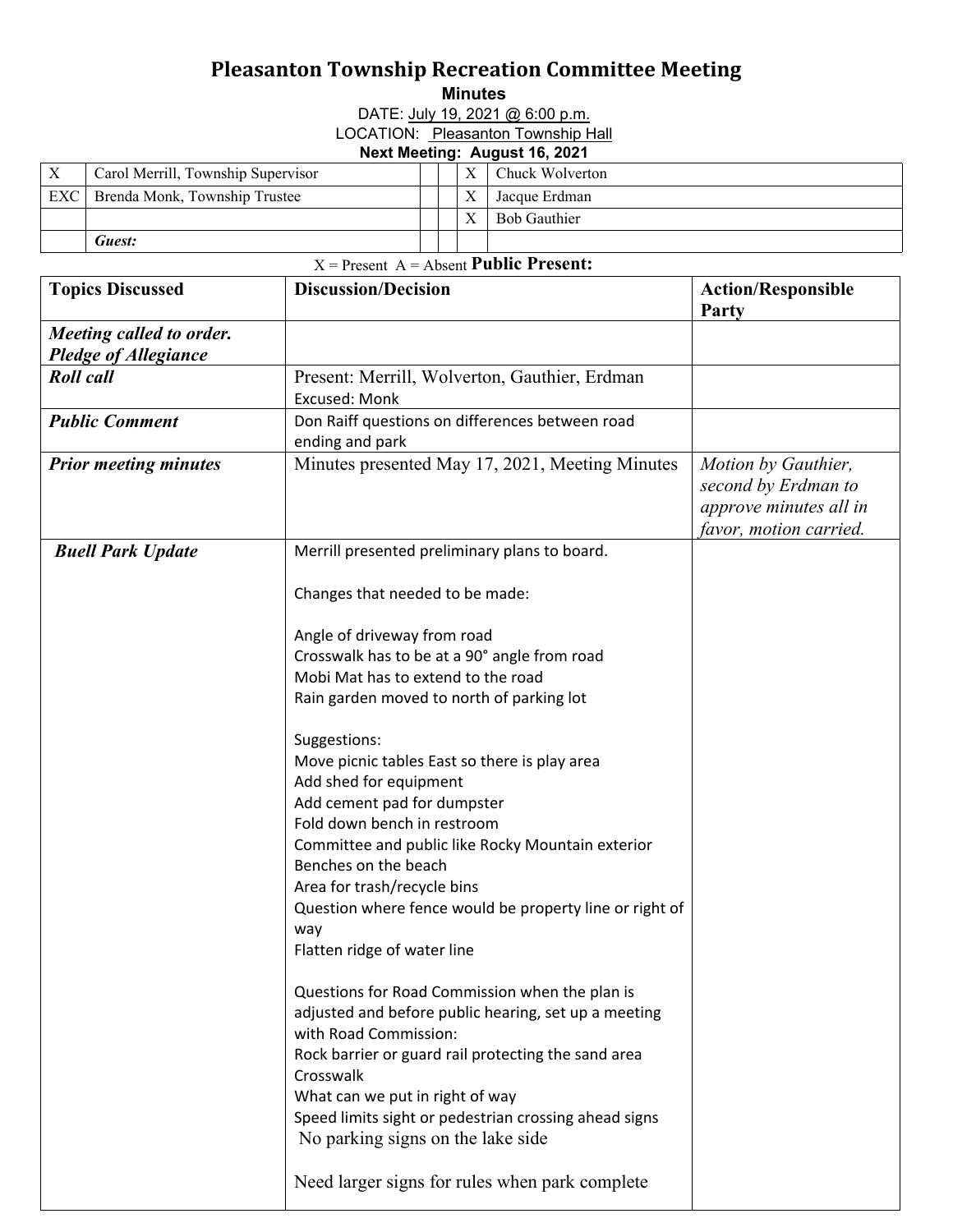# Pleasanton Township Recreation Committee Meeting

**Minutes**

DATE: July 19, 2021 @ 6:00 p.m.

LOCATION: Pleasanton Township Hall

**Next Meeting: August 16, 2021**

| | | | | | |
|---|---|---|---|---|---|
| X | Carol Merrill, Township Supervisor | | | X | Chuck Wolverton |
| EXC | Brenda Monk, Township Trustee | | | X | Jacque Erdman |
| | | | | X | Bob Gauthier |
| | ***Guest:*** | | | | |

X = Present A = Absent **Public Present:**

| Topics Discussed | Discussion/Decision | Action/Responsible Party |
|---|---|---|
| ***Meeting called to order. Pledge of Allegiance*** | | |
| ***Roll call*** | Present: Merrill, Wolverton, Gauthier, Erdman<br>Excused: Monk | |
| ***Public Comment*** | Don Raiff questions on differences between road ending and park | |
| ***Prior meeting minutes*** | Minutes presented May 17, 2021, Meeting Minutes | *Motion by Gauthier, second by Erdman to approve minutes all in favor, motion carried.* |
| ***Buell Park Update*** | Merrill presented preliminary plans to board.<br><br>Changes that needed to be made:<br><br>Angle of driveway from road<br>Crosswalk has to be at a 90° angle from road<br>Mobi Mat has to extend to the road<br>Rain garden moved to north of parking lot<br><br>Suggestions:<br>Move picnic tables East so there is play area<br>Add shed for equipment<br>Add cement pad for dumpster<br>Fold down bench in restroom<br>Committee and public like Rocky Mountain exterior<br>Benches on the beach<br>Area for trash/recycle bins<br>Question where fence would be property line or right of way<br>Flatten ridge of water line<br><br>Questions for Road Commission when the plan is adjusted and before public hearing, set up a meeting with Road Commission:<br>Rock barrier or guard rail protecting the sand area<br>Crosswalk<br>What can we put in right of way<br>Speed limits sight or pedestrian crossing ahead signs<br>No parking signs on the lake side<br><br>Need larger signs for rules when park complete | |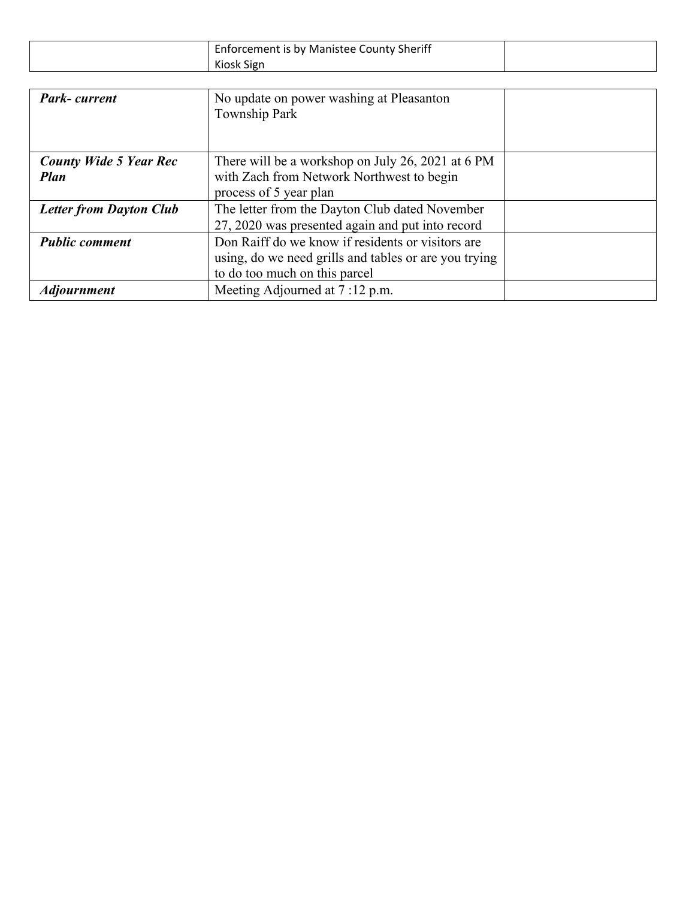| | | |
|---|---|---|
| | Enforcement is by Manistee County Sheriff<br>Kiosk Sign | |

| | | |
|---|---|---|
| ***Park- current*** | No update on power washing at Pleasanton Township Park | |
| ***County Wide 5 Year Rec Plan*** | There will be a workshop on July 26, 2021 at 6 PM with Zach from Network Northwest to begin process of 5 year plan | |
| ***Letter from Dayton Club*** | The letter from the Dayton Club dated November 27, 2020 was presented again and put into record | |
| ***Public comment*** | Don Raiff do we know if residents or visitors are using, do we need grills and tables or are you trying to do too much on this parcel | |
| ***Adjournment*** | Meeting Adjourned at 7 :12 p.m. | |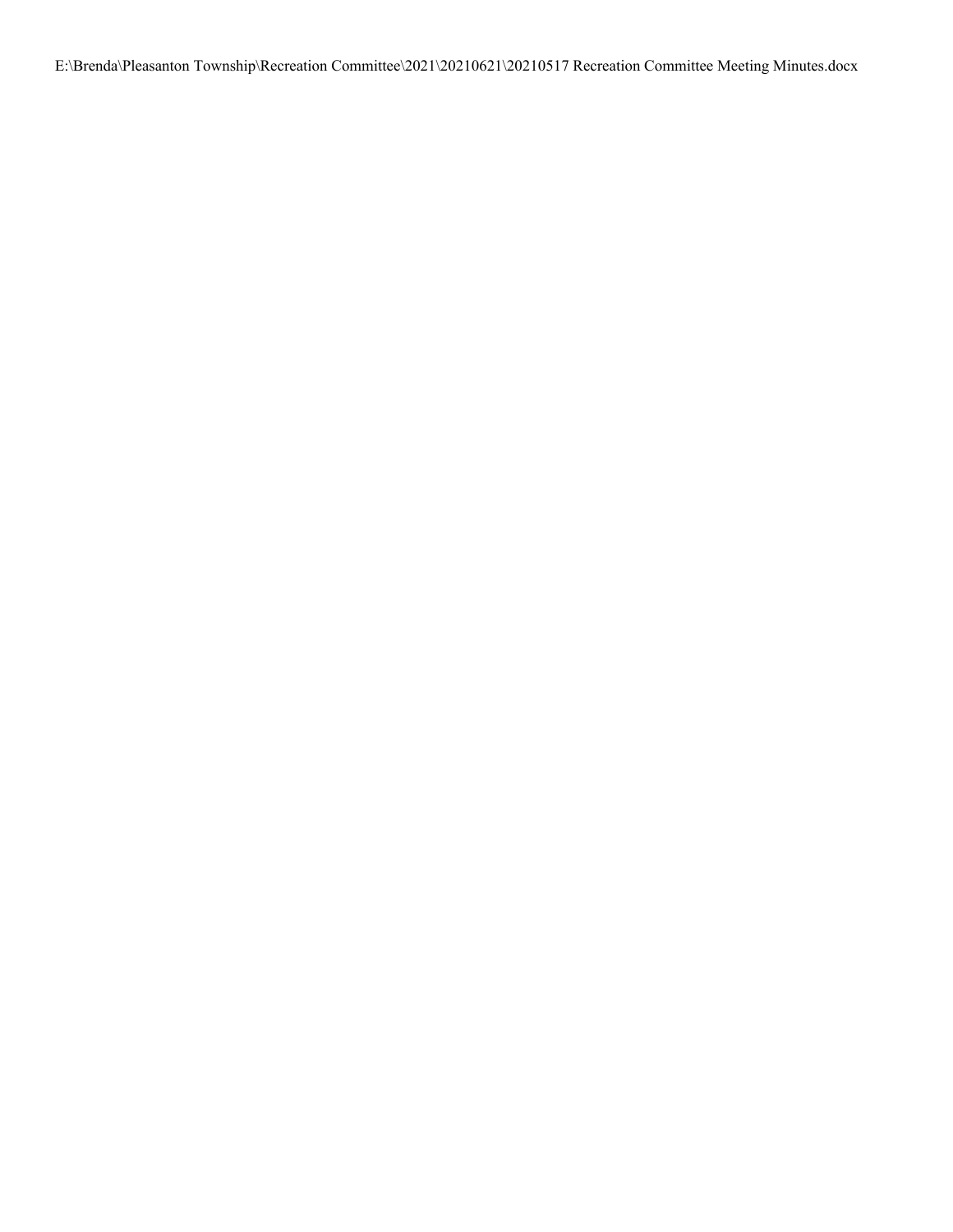E:\Brenda\Pleasanton Township\Recreation Committee\2021\20210621\20210517 Recreation Committee Meeting Minutes.docx